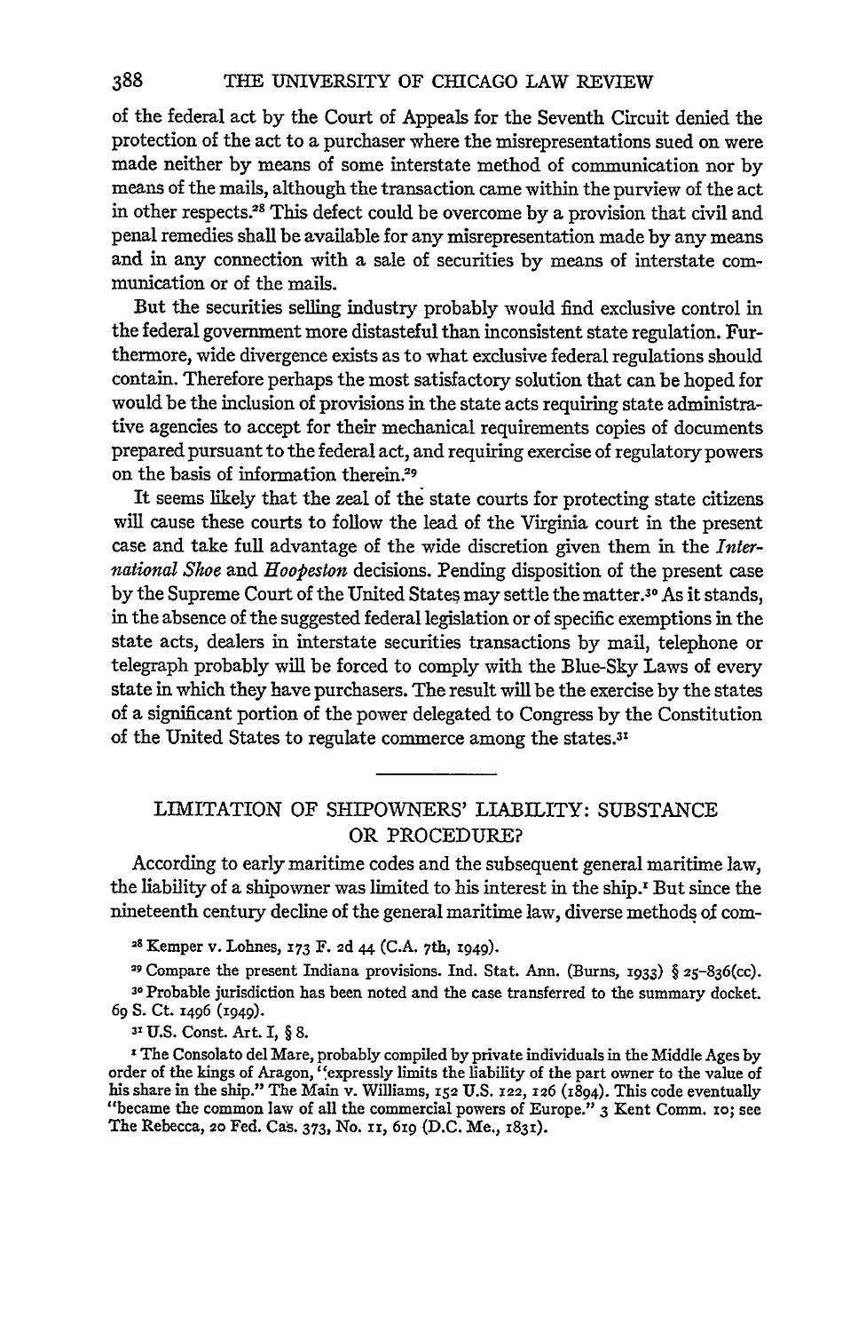of the federal act by the Court of Appeals for the Seventh Circuit denied the protection of the act to a purchaser where the misrepresentations sued on were made neither by means of some interstate method of communication nor by means of the mails, although the transaction came within the purview of the act in other respects.[28] This defect could be overcome by a provision that civil and penal remedies shall be available for any misrepresentation made by any means and in any connection with a sale of securities by means of interstate communication or of the mails.

But the securities selling industry probably would find exclusive control in the federal government more distasteful than inconsistent state regulation. Furthermore, wide divergence exists as to what exclusive federal regulations should contain. Therefore perhaps the most satisfactory solution that can be hoped for would be the inclusion of provisions in the state acts requiring state administrative agencies to accept for their mechanical requirements copies of documents prepared pursuant to the federal act, and requiring exercise of regulatory powers on the basis of information therein.[29]

It seems likely that the zeal of the state courts for protecting state citizens will cause these courts to follow the lead of the Virginia court in the present case and take full advantage of the wide discretion given them in the *International Shoe* and *Hoopeston* decisions. Pending disposition of the present case by the Supreme Court of the United States may settle the matter.[30] As it stands, in the absence of the suggested federal legislation or of specific exemptions in the state acts, dealers in interstate securities transactions by mail, telephone or telegraph probably will be forced to comply with the Blue-Sky Laws of every state in which they have purchasers. The result will be the exercise by the states of a significant portion of the power delegated to Congress by the Constitution of the United States to regulate commerce among the states.[31]

---

## LIMITATION OF SHIPOWNERS' LIABILITY: SUBSTANCE OR PROCEDURE?

According to early maritime codes and the subsequent general maritime law, the liability of a shipowner was limited to his interest in the ship.[1] But since the nineteenth century decline of the general maritime law, diverse methods of com-

[28] Kemper v. Lohnes, 173 F. 2d 44 (C.A. 7th, 1949).

[29] Compare the present Indiana provisions. Ind. Stat. Ann. (Burns, 1933) § 25-836(cc).

[30] Probable jurisdiction has been noted and the case transferred to the summary docket. 69 S. Ct. 1496 (1949).

[31] U.S. Const. Art. I, § 8.

[1] The Consolato del Mare, probably compiled by private individuals in the Middle Ages by order of the kings of Aragon, "expressly limits the liability of the part owner to the value of his share in the ship." The Main v. Williams, 152 U.S. 122, 126 (1894). This code eventually "became the common law of all the commercial powers of Europe." 3 Kent Comm. 10; see The Rebecca, 20 Fed. Cas. 373, No. 11, 619 (D.C. Me., 1831).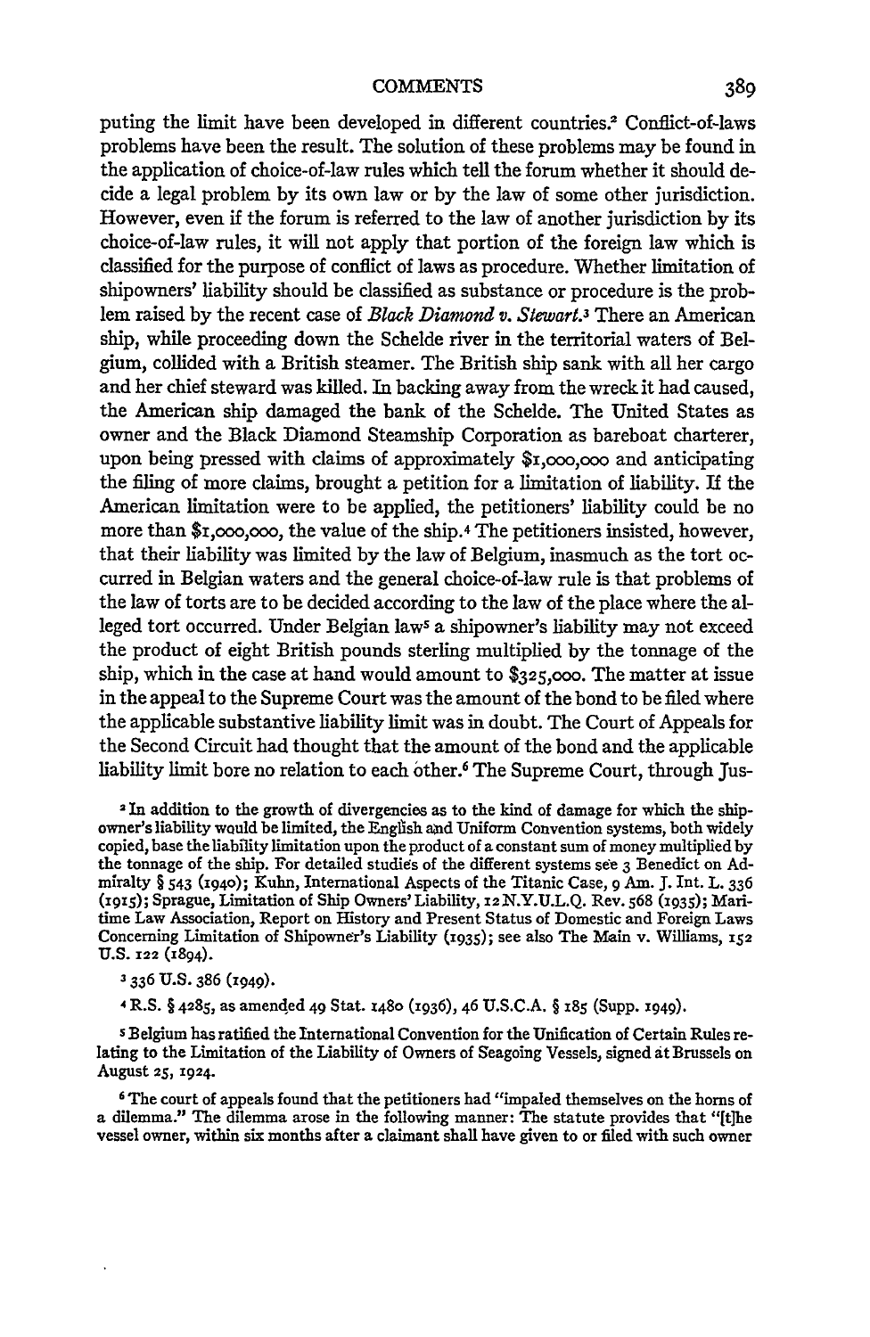puting the limit have been developed in different countries.[2] Conflict-of-laws problems have been the result. The solution of these problems may be found in the application of choice-of-law rules which tell the forum whether it should decide a legal problem by its own law or by the law of some other jurisdiction. However, even if the forum is referred to the law of another jurisdiction by its choice-of-law rules, it will not apply that portion of the foreign law which is classified for the purpose of conflict of laws as procedure. Whether limitation of shipowners' liability should be classified as substance or procedure is the problem raised by the recent case of *Black Diamond v. Stewart.*[3] There an American ship, while proceeding down the Schelde river in the territorial waters of Belgium, collided with a British steamer. The British ship sank with all her cargo and her chief steward was killed. In backing away from the wreck it had caused, the American ship damaged the bank of the Schelde. The United States as owner and the Black Diamond Steamship Corporation as bareboat charterer, upon being pressed with claims of approximately $1,000,000 and anticipating the filing of more claims, brought a petition for a limitation of liability. If the American limitation were to be applied, the petitioners' liability could be no more than $1,000,000, the value of the ship.[4] The petitioners insisted, however, that their liability was limited by the law of Belgium, inasmuch as the tort occurred in Belgian waters and the general choice-of-law rule is that problems of the law of torts are to be decided according to the law of the place where the alleged tort occurred. Under Belgian law[5] a shipowner's liability may not exceed the product of eight British pounds sterling multiplied by the tonnage of the ship, which in the case at hand would amount to $325,000. The matter at issue in the appeal to the Supreme Court was the amount of the bond to be filed where the applicable substantive liability limit was in doubt. The Court of Appeals for the Second Circuit had thought that the amount of the bond and the applicable liability limit bore no relation to each other.[6] The Supreme Court, through Jus-

[2] In addition to the growth of divergencies as to the kind of damage for which the shipowner's liability would be limited, the English and Uniform Convention systems, both widely copied, base the liability limitation upon the product of a constant sum of money multiplied by the tonnage of the ship. For detailed studies of the different systems see 3 Benedict on Admiralty § 543 (1940); Kuhn, International Aspects of the Titanic Case, 9 Am. J. Int. L. 336 (1915); Sprague, Limitation of Ship Owners' Liability, 12 N.Y.U.L.Q. Rev. 568 (1935); Maritime Law Association, Report on History and Present Status of Domestic and Foreign Laws Concerning Limitation of Shipowner's Liability (1935); see also The Main v. Williams, 152 U.S. 122 (1894).

[3] 336 U.S. 386 (1949).

[4] R.S. § 4285, as amended 49 Stat. 1480 (1936), 46 U.S.C.A. § 185 (Supp. 1949).

[5] Belgium has ratified the International Convention for the Unification of Certain Rules relating to the Limitation of the Liability of Owners of Seagoing Vessels, signed at Brussels on August 25, 1924.

[6] The court of appeals found that the petitioners had "impaled themselves on the horns of a dilemma." The dilemma arose in the following manner: The statute provides that "[t]he vessel owner, within six months after a claimant shall have given to or filed with such owner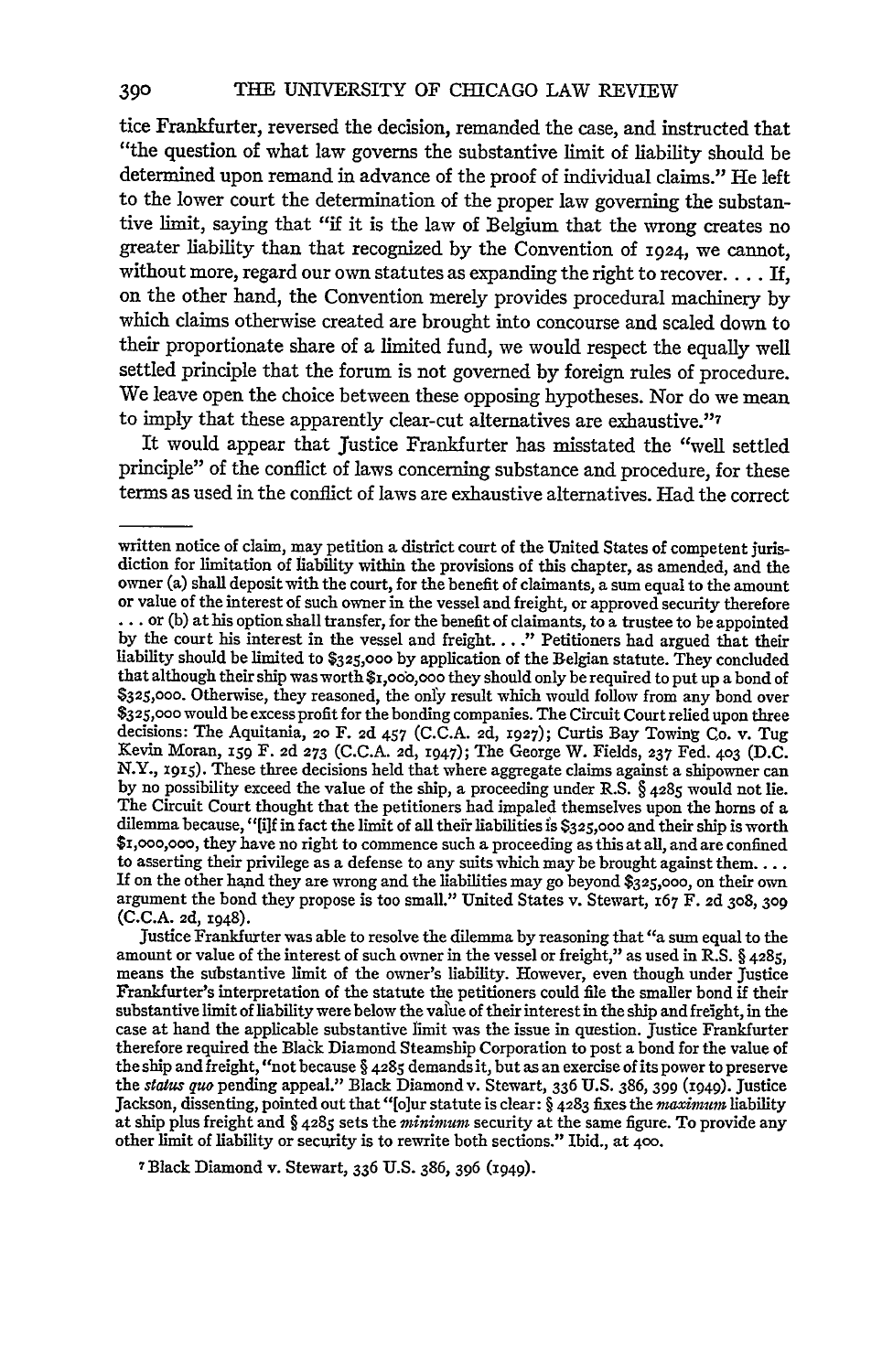tice Frankfurter, reversed the decision, remanded the case, and instructed that "the question of what law governs the substantive limit of liability should be determined upon remand in advance of the proof of individual claims." He left to the lower court the determination of the proper law governing the substantive limit, saying that "if it is the law of Belgium that the wrong creates no greater liability than that recognized by the Convention of 1924, we cannot, without more, regard our own statutes as expanding the right to recover. . . . If, on the other hand, the Convention merely provides procedural machinery by which claims otherwise created are brought into concourse and scaled down to their proportionate share of a limited fund, we would respect the equally well settled principle that the forum is not governed by foreign rules of procedure. We leave open the choice between these opposing hypotheses. Nor do we mean to imply that these apparently clear-cut alternatives are exhaustive."[7]

It would appear that Justice Frankfurter has misstated the "well settled principle" of the conflict of laws concerning substance and procedure, for these terms as used in the conflict of laws are exhaustive alternatives. Had the correct

---

written notice of claim, may petition a district court of the United States of competent jurisdiction for limitation of liability within the provisions of this chapter, as amended, and the owner (a) shall deposit with the court, for the benefit of claimants, a sum equal to the amount or value of the interest of such owner in the vessel and freight, or approved security therefore . . . or (b) at his option shall transfer, for the benefit of claimants, to a trustee to be appointed by the court his interest in the vessel and freight. . . ." Petitioners had argued that their liability should be limited to $325,000 by application of the Belgian statute. They concluded that although their ship was worth $1,000,000 they should only be required to put up a bond of $325,000. Otherwise, they reasoned, the only result which would follow from any bond over $325,000 would be excess profit for the bonding companies. The Circuit Court relied upon three decisions: The Aquitania, 20 F. 2d 457 (C.C.A. 2d, 1927); Curtis Bay Towing Co. v. Tug Kevin Moran, 159 F. 2d 273 (C.C.A. 2d, 1947); The George W. Fields, 237 Fed. 403 (D.C. N.Y., 1915). These three decisions held that where aggregate claims against a shipowner can by no possibility exceed the value of the ship, a proceeding under R.S. § 4285 would not lie. The Circuit Court thought that the petitioners had impaled themselves upon the horns of a dilemma because, "[i]f in fact the limit of all their liabilities is $325,000 and their ship is worth $1,000,000, they have no right to commence such a proceeding as this at all, and are confined to asserting their privilege as a defense to any suits which may be brought against them. . . . If on the other hand they are wrong and the liabilities may go beyond $325,000, on their own argument the bond they propose is too small." United States v. Stewart, 167 F. 2d 308, 309 (C.C.A. 2d, 1948).

Justice Frankfurter was able to resolve the dilemma by reasoning that "a sum equal to the amount or value of the interest of such owner in the vessel or freight," as used in R.S. § 4285, means the substantive limit of the owner's liability. However, even though under Justice Frankfurter's interpretation of the statute the petitioners could file the smaller bond if their substantive limit of liability were below the value of their interest in the ship and freight, in the case at hand the applicable substantive limit was the issue in question. Justice Frankfurter therefore required the Black Diamond Steamship Corporation to post a bond for the value of the ship and freight, "not because § 4285 demands it, but as an exercise of its power to preserve the *status quo* pending appeal." Black Diamond v. Stewart, 336 U.S. 386, 399 (1949). Justice Jackson, dissenting, pointed out that "[o]ur statute is clear: § 4283 fixes the *maximum* liability at ship plus freight and § 4285 sets the *minimum* security at the same figure. To provide any other limit of liability or security is to rewrite both sections." Ibid., at 400.

[7] Black Diamond v. Stewart, 336 U.S. 386, 396 (1949).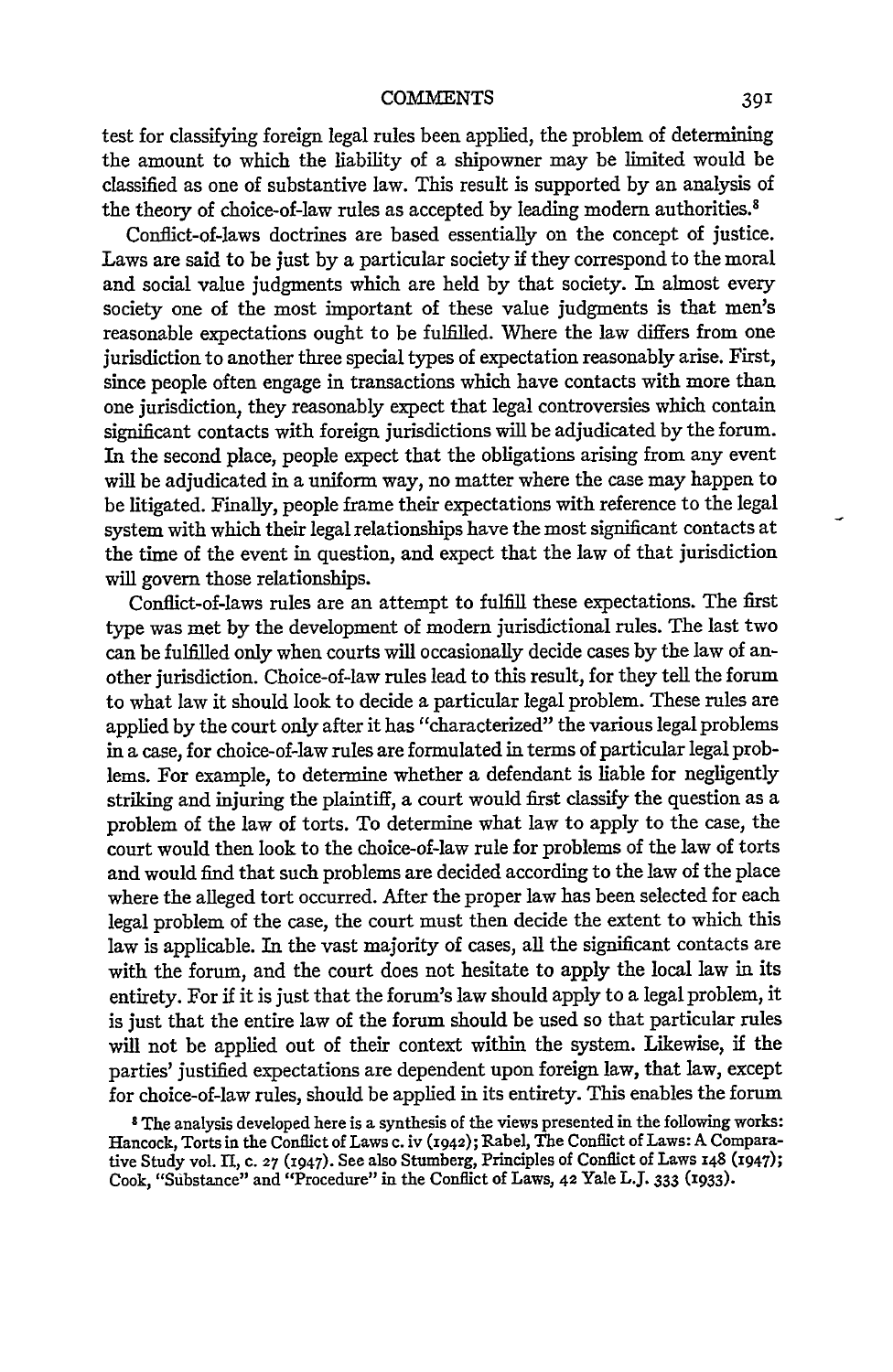test for classifying foreign legal rules been applied, the problem of determining the amount to which the liability of a shipowner may be limited would be classified as one of substantive law. This result is supported by an analysis of the theory of choice-of-law rules as accepted by leading modern authorities.[8]

Conflict-of-laws doctrines are based essentially on the concept of justice. Laws are said to be just by a particular society if they correspond to the moral and social value judgments which are held by that society. In almost every society one of the most important of these value judgments is that men's reasonable expectations ought to be fulfilled. Where the law differs from one jurisdiction to another three special types of expectation reasonably arise. First, since people often engage in transactions which have contacts with more than one jurisdiction, they reasonably expect that legal controversies which contain significant contacts with foreign jurisdictions will be adjudicated by the forum. In the second place, people expect that the obligations arising from any event will be adjudicated in a uniform way, no matter where the case may happen to be litigated. Finally, people frame their expectations with reference to the legal system with which their legal relationships have the most significant contacts at the time of the event in question, and expect that the law of that jurisdiction will govern those relationships.

Conflict-of-laws rules are an attempt to fulfill these expectations. The first type was met by the development of modern jurisdictional rules. The last two can be fulfilled only when courts will occasionally decide cases by the law of another jurisdiction. Choice-of-law rules lead to this result, for they tell the forum to what law it should look to decide a particular legal problem. These rules are applied by the court only after it has "characterized" the various legal problems in a case, for choice-of-law rules are formulated in terms of particular legal problems. For example, to determine whether a defendant is liable for negligently striking and injuring the plaintiff, a court would first classify the question as a problem of the law of torts. To determine what law to apply to the case, the court would then look to the choice-of-law rule for problems of the law of torts and would find that such problems are decided according to the law of the place where the alleged tort occurred. After the proper law has been selected for each legal problem of the case, the court must then decide the extent to which this law is applicable. In the vast majority of cases, all the significant contacts are with the forum, and the court does not hesitate to apply the local law in its entirety. For if it is just that the forum's law should apply to a legal problem, it is just that the entire law of the forum should be used so that particular rules will not be applied out of their context within the system. Likewise, if the parties' justified expectations are dependent upon foreign law, that law, except for choice-of-law rules, should be applied in its entirety. This enables the forum

[8] The analysis developed here is a synthesis of the views presented in the following works: Hancock, Torts in the Conflict of Laws c. iv (1942); Rabel, The Conflict of Laws: A Comparative Study vol. II, c. 27 (1947). See also Stumberg, Principles of Conflict of Laws 148 (1947); Cook, "Substance" and "Procedure" in the Conflict of Laws, 42 Yale L.J. 333 (1933).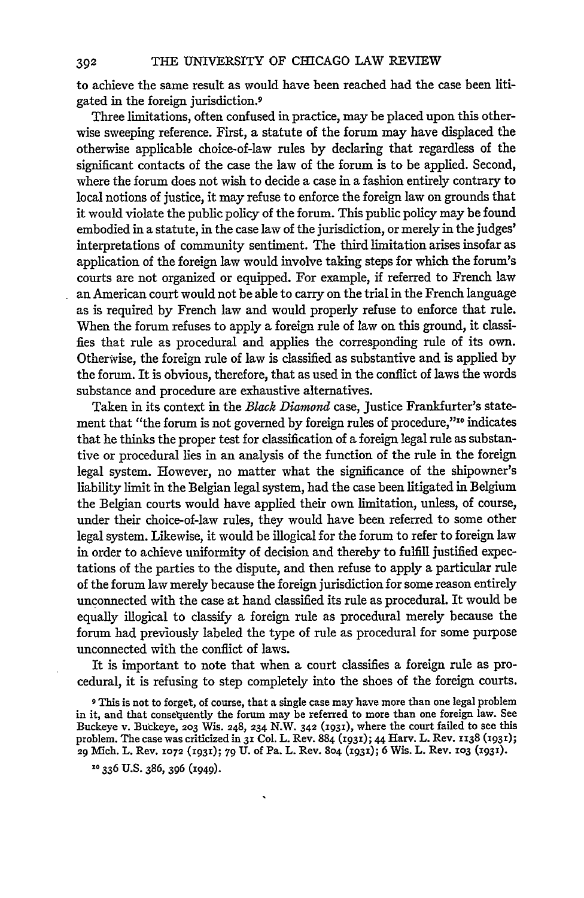to achieve the same result as would have been reached had the case been litigated in the foreign jurisdiction.[9]

Three limitations, often confused in practice, may be placed upon this otherwise sweeping reference. First, a statute of the forum may have displaced the otherwise applicable choice-of-law rules by declaring that regardless of the significant contacts of the case the law of the forum is to be applied. Second, where the forum does not wish to decide a case in a fashion entirely contrary to local notions of justice, it may refuse to enforce the foreign law on grounds that it would violate the public policy of the forum. This public policy may be found embodied in a statute, in the case law of the jurisdiction, or merely in the judges' interpretations of community sentiment. The third limitation arises insofar as application of the foreign law would involve taking steps for which the forum's courts are not organized or equipped. For example, if referred to French law an American court would not be able to carry on the trial in the French language as is required by French law and would properly refuse to enforce that rule. When the forum refuses to apply a foreign rule of law on this ground, it classifies that rule as procedural and applies the corresponding rule of its own. Otherwise, the foreign rule of law is classified as substantive and is applied by the forum. It is obvious, therefore, that as used in the conflict of laws the words substance and procedure are exhaustive alternatives.

Taken in its context in the *Black Diamond* case, Justice Frankfurter's statement that "the forum is not governed by foreign rules of procedure,"[10] indicates that he thinks the proper test for classification of a foreign legal rule as substantive or procedural lies in an analysis of the function of the rule in the foreign legal system. However, no matter what the significance of the shipowner's liability limit in the Belgian legal system, had the case been litigated in Belgium the Belgian courts would have applied their own limitation, unless, of course, under their choice-of-law rules, they would have been referred to some other legal system. Likewise, it would be illogical for the forum to refer to foreign law in order to achieve uniformity of decision and thereby to fulfill justified expectations of the parties to the dispute, and then refuse to apply a particular rule of the forum law merely because the foreign jurisdiction for some reason entirely unconnected with the case at hand classified its rule as procedural. It would be equally illogical to classify a foreign rule as procedural merely because the forum had previously labeled the type of rule as procedural for some purpose unconnected with the conflict of laws.

It is important to note that when a court classifies a foreign rule as procedural, it is refusing to step completely into the shoes of the foreign courts.

[9] This is not to forget, of course, that a single case may have more than one legal problem in it, and that consequently the forum may be referred to more than one foreign law. See Buckeye v. Buckeye, 203 Wis. 248, 234 N.W. 342 (1931), where the court failed to see this problem. The case was criticized in 31 Col. L. Rev. 884 (1931); 44 Harv. L. Rev. 1138 (1931); 29 Mich. L. Rev. 1072 (1931); 79 U. of Pa. L. Rev. 804 (1931); 6 Wis. L. Rev. 103 (1931).

[10] 336 U.S. 386, 396 (1949).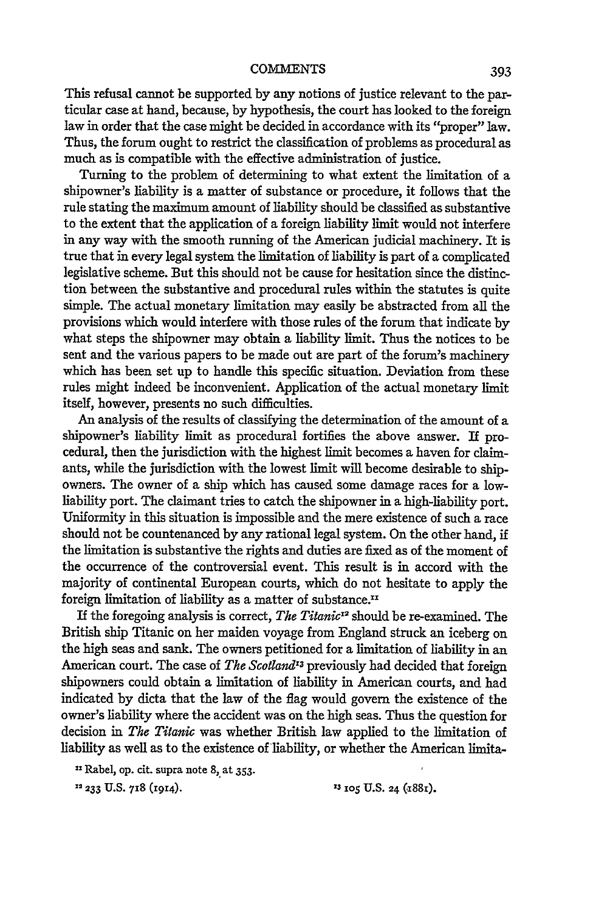This refusal cannot be supported by any notions of justice relevant to the particular case at hand, because, by hypothesis, the court has looked to the foreign law in order that the case might be decided in accordance with its "proper" law. Thus, the forum ought to restrict the classification of problems as procedural as much as is compatible with the effective administration of justice.

Turning to the problem of determining to what extent the limitation of a shipowner's liability is a matter of substance or procedure, it follows that the rule stating the maximum amount of liability should be classified as substantive to the extent that the application of a foreign liability limit would not interfere in any way with the smooth running of the American judicial machinery. It is true that in every legal system the limitation of liability is part of a complicated legislative scheme. But this should not be cause for hesitation since the distinction between the substantive and procedural rules within the statutes is quite simple. The actual monetary limitation may easily be abstracted from all the provisions which would interfere with those rules of the forum that indicate by what steps the shipowner may obtain a liability limit. Thus the notices to be sent and the various papers to be made out are part of the forum's machinery which has been set up to handle this specific situation. Deviation from these rules might indeed be inconvenient. Application of the actual monetary limit itself, however, presents no such difficulties.

An analysis of the results of classifying the determination of the amount of a shipowner's liability limit as procedural fortifies the above answer. If procedural, then the jurisdiction with the highest limit becomes a haven for claimants, while the jurisdiction with the lowest limit will become desirable to shipowners. The owner of a ship which has caused some damage races for a low-liability port. The claimant tries to catch the shipowner in a high-liability port. Uniformity in this situation is impossible and the mere existence of such a race should not be countenanced by any rational legal system. On the other hand, if the limitation is substantive the rights and duties are fixed as of the moment of the occurrence of the controversial event. This result is in accord with the majority of continental European courts, which do not hesitate to apply the foreign limitation of liability as a matter of substance.[11]

If the foregoing analysis is correct, *The Titanic*[12] should be re-examined. The British ship Titanic on her maiden voyage from England struck an iceberg on the high seas and sank. The owners petitioned for a limitation of liability in an American court. The case of *The Scotland*[13] previously had decided that foreign shipowners could obtain a limitation of liability in American courts, and had indicated by dicta that the law of the flag would govern the existence of the owner's liability where the accident was on the high seas. Thus the question for decision in *The Titanic* was whether British law applied to the limitation of liability as well as to the existence of liability, or whether the American limita-

[11] Rabel, op. cit. supra note 8, at 353.

[12] 233 U.S. 718 (1914).

[13] 105 U.S. 24 (1881).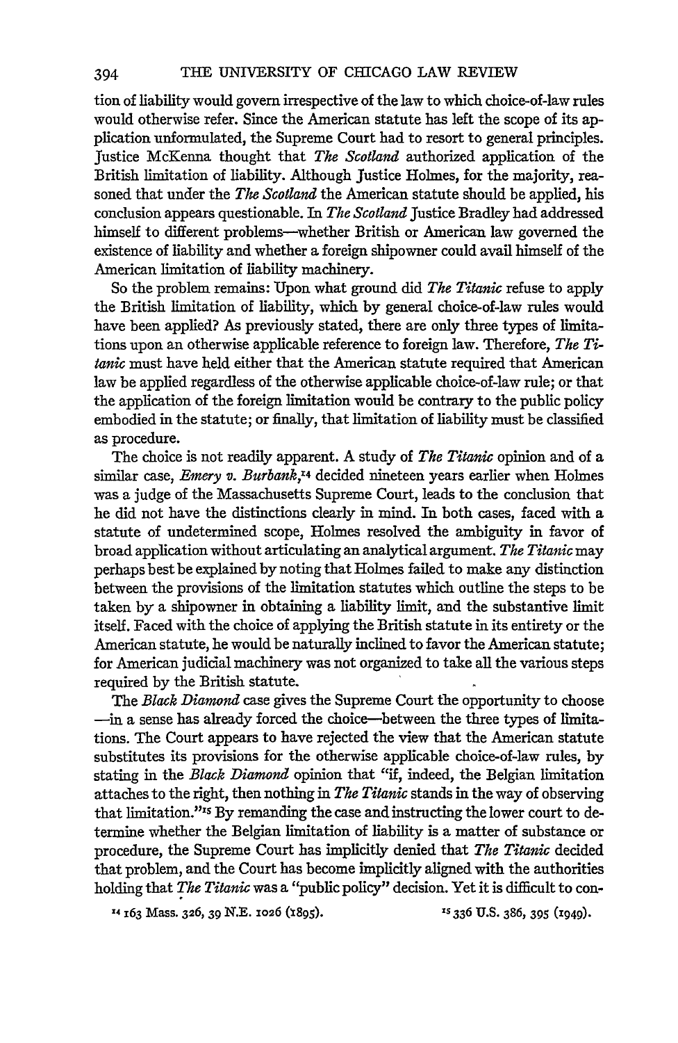tion of liability would govern irrespective of the law to which choice-of-law rules would otherwise refer. Since the American statute has left the scope of its application unformulated, the Supreme Court had to resort to general principles. Justice McKenna thought that *The Scotland* authorized application of the British limitation of liability. Although Justice Holmes, for the majority, reasoned that under the *The Scotland* the American statute should be applied, his conclusion appears questionable. In *The Scotland* Justice Bradley had addressed himself to different problems—whether British or American law governed the existence of liability and whether a foreign shipowner could avail himself of the American limitation of liability machinery.

So the problem remains: Upon what ground did *The Titanic* refuse to apply the British limitation of liability, which by general choice-of-law rules would have been applied? As previously stated, there are only three types of limitations upon an otherwise applicable reference to foreign law. Therefore, *The Titanic* must have held either that the American statute required that American law be applied regardless of the otherwise applicable choice-of-law rule; or that the application of the foreign limitation would be contrary to the public policy embodied in the statute; or finally, that limitation of liability must be classified as procedure.

The choice is not readily apparent. A study of *The Titanic* opinion and of a similar case, *Emery v. Burbank*,[14] decided nineteen years earlier when Holmes was a judge of the Massachusetts Supreme Court, leads to the conclusion that he did not have the distinctions clearly in mind. In both cases, faced with a statute of undetermined scope, Holmes resolved the ambiguity in favor of broad application without articulating an analytical argument. *The Titanic* may perhaps best be explained by noting that Holmes failed to make any distinction between the provisions of the limitation statutes which outline the steps to be taken by a shipowner in obtaining a liability limit, and the substantive limit itself. Faced with the choice of applying the British statute in its entirety or the American statute, he would be naturally inclined to favor the American statute; for American judicial machinery was not organized to take all the various steps required by the British statute.

The *Black Diamond* case gives the Supreme Court the opportunity to choose —in a sense has already forced the choice—between the three types of limitations. The Court appears to have rejected the view that the American statute substitutes its provisions for the otherwise applicable choice-of-law rules, by stating in the *Black Diamond* opinion that "if, indeed, the Belgian limitation attaches to the right, then nothing in *The Titanic* stands in the way of observing that limitation."[15] By remanding the case and instructing the lower court to determine whether the Belgian limitation of liability is a matter of substance or procedure, the Supreme Court has implicitly denied that *The Titanic* decided that problem, and the Court has become implicitly aligned with the authorities holding that *The Titanic* was a "public policy" decision. Yet it is difficult to con-

[14] 163 Mass. 326, 39 N.E. 1026 (1895).

[15] 336 U.S. 386, 395 (1949).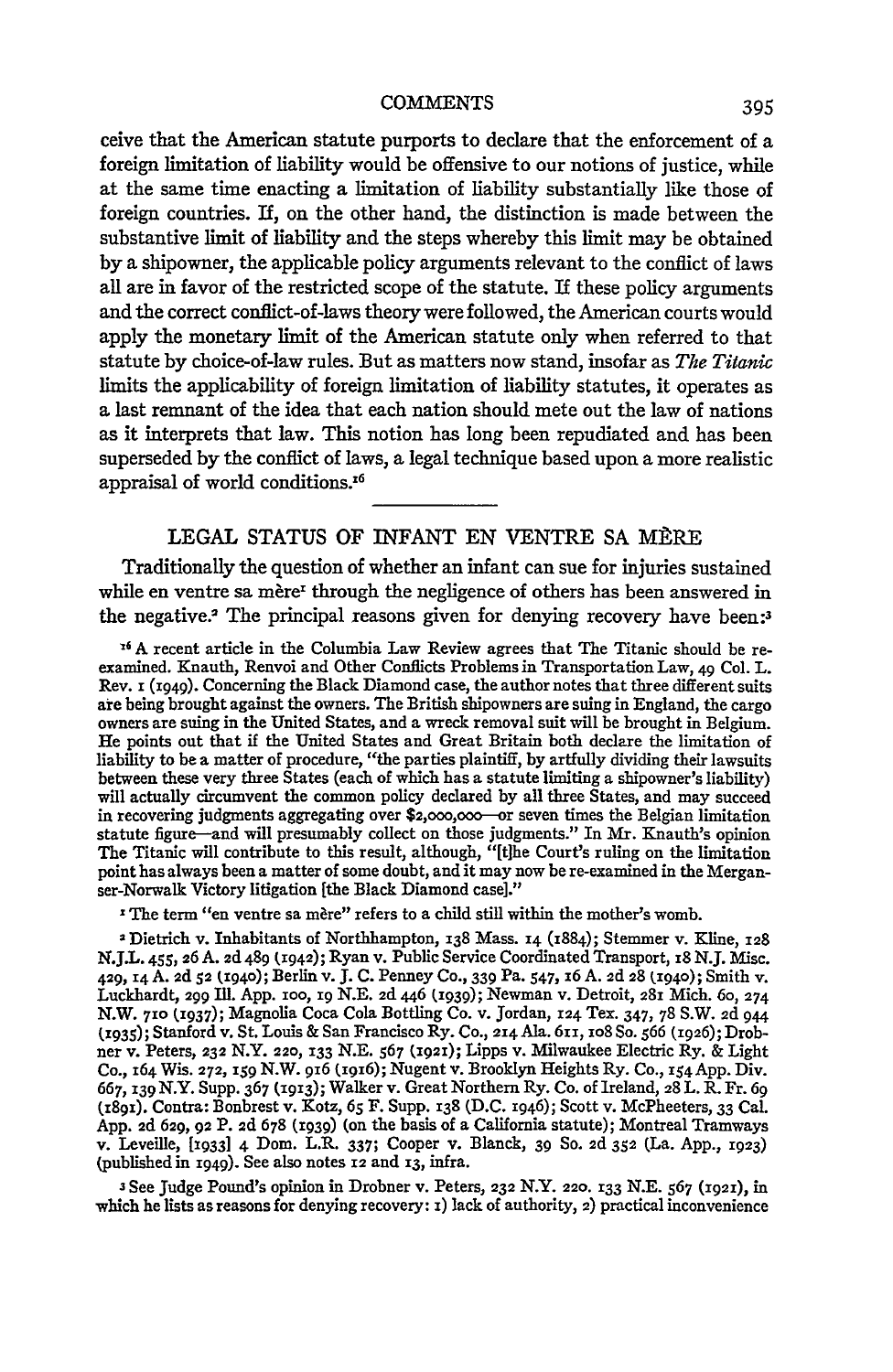ceive that the American statute purports to declare that the enforcement of a foreign limitation of liability would be offensive to our notions of justice, while at the same time enacting a limitation of liability substantially like those of foreign countries. If, on the other hand, the distinction is made between the substantive limit of liability and the steps whereby this limit may be obtained by a shipowner, the applicable policy arguments relevant to the conflict of laws all are in favor of the restricted scope of the statute. If these policy arguments and the correct conflict-of-laws theory were followed, the American courts would apply the monetary limit of the American statute only when referred to that statute by choice-of-law rules. But as matters now stand, insofar as *The Titanic* limits the applicability of foreign limitation of liability statutes, it operates as a last remnant of the idea that each nation should mete out the law of nations as it interprets that law. This notion has long been repudiated and has been superseded by the conflict of laws, a legal technique based upon a more realistic appraisal of world conditions.[16]

## LEGAL STATUS OF INFANT EN VENTRE SA MÈRE

Traditionally the question of whether an infant can sue for injuries sustained while en ventre sa mère[1] through the negligence of others has been answered in the negative.[2] The principal reasons given for denying recovery have been:[3]

---

[16] A recent article in the Columbia Law Review agrees that The Titanic should be re-examined. Knauth, Renvoi and Other Conflicts Problems in Transportation Law, 49 Col. L. Rev. 1 (1949). Concerning the Black Diamond case, the author notes that three different suits are being brought against the owners. The British shipowners are suing in England, the cargo owners are suing in the United States, and a wreck removal suit will be brought in Belgium. He points out that if the United States and Great Britain both declare the limitation of liability to be a matter of procedure, "the parties plaintiff, by artfully dividing their lawsuits between these very three States (each of which has a statute limiting a shipowner's liability) will actually circumvent the common policy declared by all three States, and may succeed in recovering judgments aggregating over $2,000,000—or seven times the Belgian limitation statute figure—and will presumably collect on those judgments." In Mr. Knauth's opinion The Titanic will contribute to this result, although, "[t]he Court's ruling on the limitation point has always been a matter of some doubt, and it may now be re-examined in the Merganser-Norwalk Victory litigation [the Black Diamond case]."

[1] The term "en ventre sa mère" refers to a child still within the mother's womb.

[2] Dietrich v. Inhabitants of Northhampton, 138 Mass. 14 (1884); Stemmer v. Kline, 128 N.J.L. 455, 26 A. 2d 489 (1942); Ryan v. Public Service Coordinated Transport, 18 N.J. Misc. 429, 14 A. 2d 52 (1940); Berlin v. J. C. Penney Co., 339 Pa. 547, 16 A. 2d 28 (1940); Smith v. Luckhardt, 299 Ill. App. 100, 19 N.E. 2d 446 (1939); Newman v. Detroit, 281 Mich. 60, 274 N.W. 710 (1937); Magnolia Coca Cola Bottling Co. v. Jordan, 124 Tex. 347, 78 S.W. 2d 944 (1935); Stanford v. St. Louis & San Francisco Ry. Co., 214 Ala. 611, 108 So. 566 (1926); Drobner v. Peters, 232 N.Y. 220, 133 N.E. 567 (1921); Lipps v. Milwaukee Electric Ry. & Light Co., 164 Wis. 272, 159 N.W. 916 (1916); Nugent v. Brooklyn Heights Ry. Co., 154 App. Div. 667, 139 N.Y. Supp. 367 (1913); Walker v. Great Northern Ry. Co. of Ireland, 28 L. R. Fr. 69 (1891). Contra: Bonbrest v. Kotz, 65 F. Supp. 138 (D.C. 1946); Scott v. McPheeters, 33 Cal. App. 2d 629, 92 P. 2d 678 (1939) (on the basis of a California statute); Montreal Tramways v. Leveille, [1933] 4 Dom. L.R. 337; Cooper v. Blanck, 39 So. 2d 352 (La. App., 1923) (published in 1949). See also notes 12 and 13, infra.

[3] See Judge Pound's opinion in Drobner v. Peters, 232 N.Y. 220. 133 N.E. 567 (1921), in which he lists as reasons for denying recovery: 1) lack of authority, 2) practical inconvenience